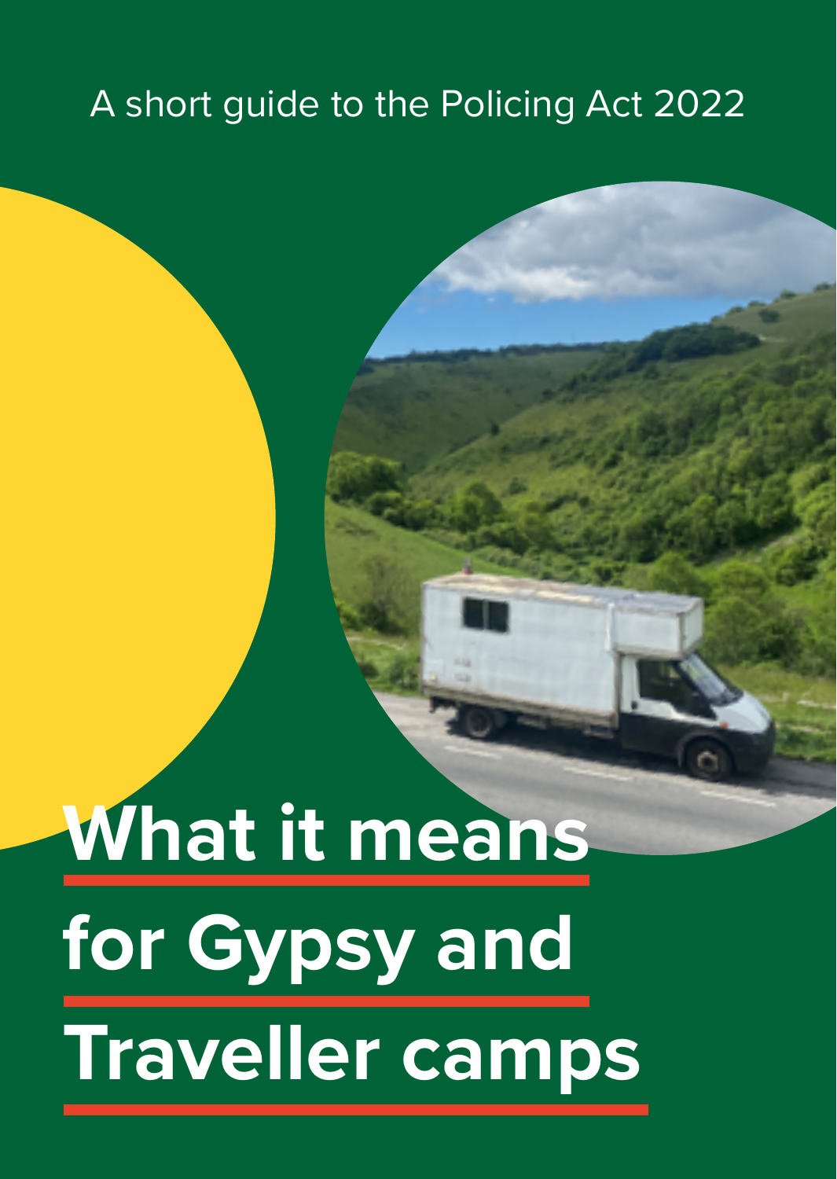A short guide to the Policing Act 2022

# What it means for Gypsy and Traveller camps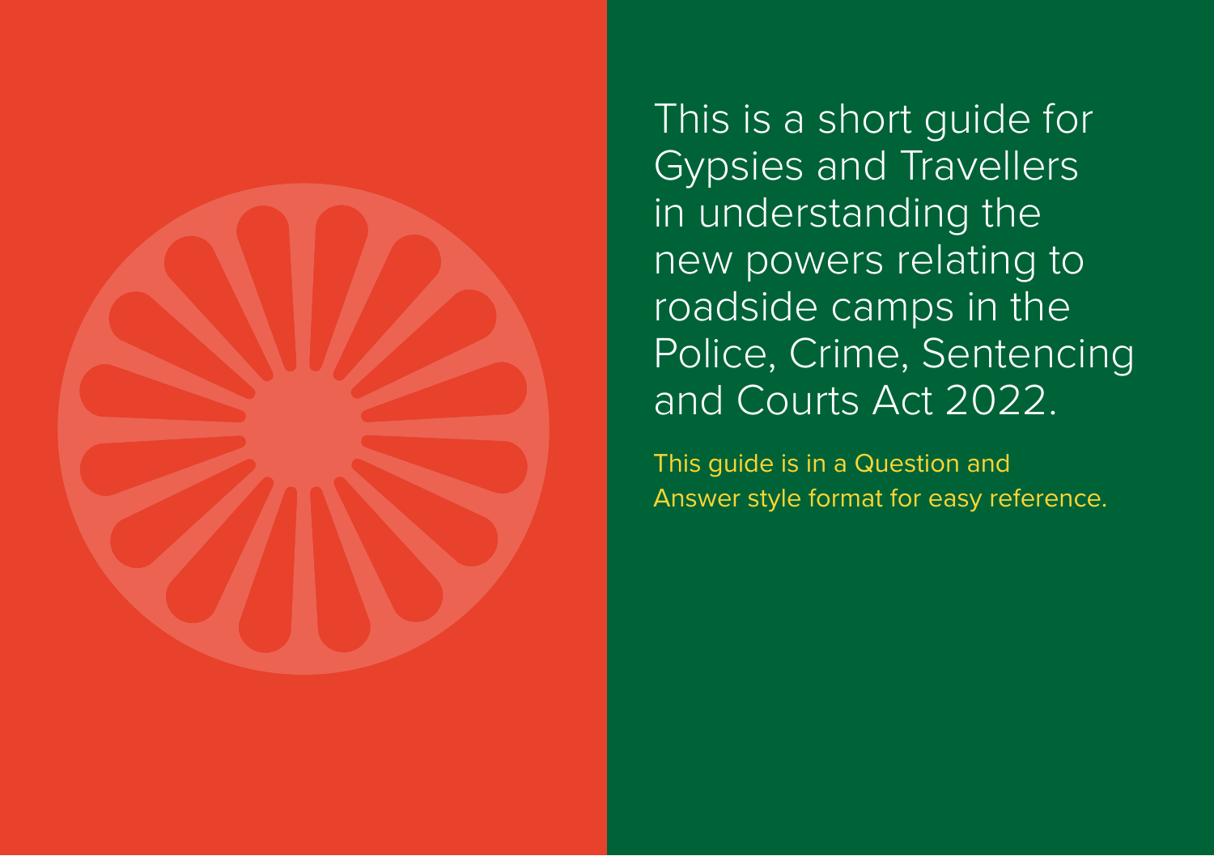This is a short guide for Gypsies and Travellers in understanding the new powers relating to roadside camps in the Police, Crime, Sentencing and Courts Act 2022.

This guide is in a Question and Answer style format for easy reference.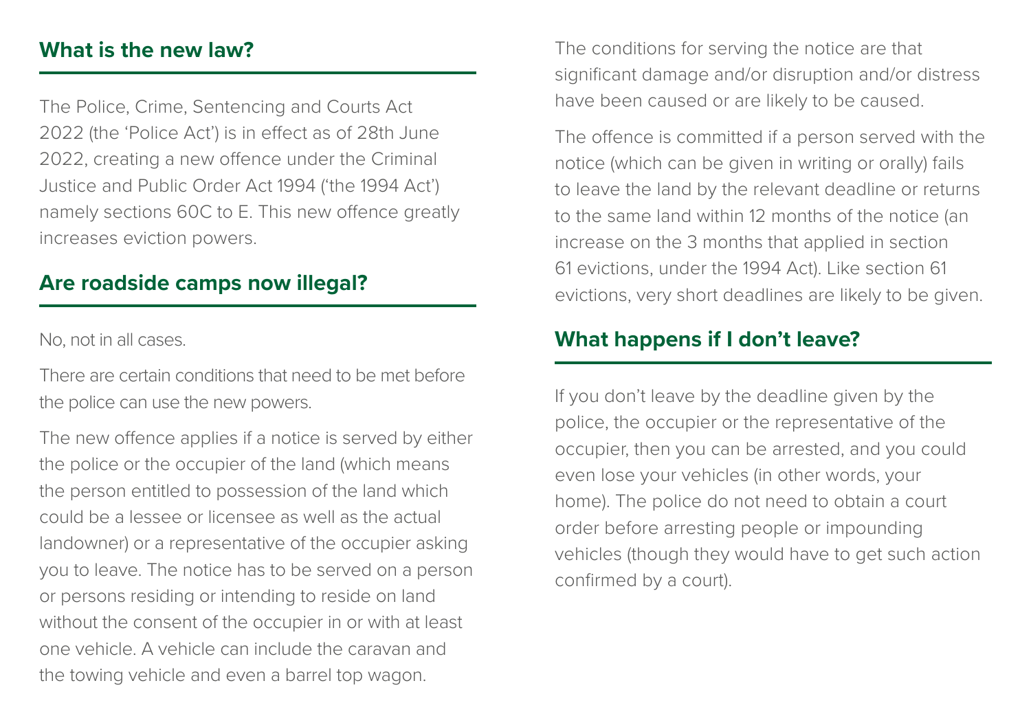## What is the new law?

The Police, Crime, Sentencing and Courts Act 2022 (the 'Police Act') is in effect as of 28th June 2022, creating a new offence under the Criminal Justice and Public Order Act 1994 ('the 1994 Act') namely sections 60C to E. This new offence greatly increases eviction powers.

## Are roadside camps now illegal?

No, not in all cases.

There are certain conditions that need to be met before the police can use the new powers.

The new offence applies if a notice is served by either the police or the occupier of the land (which means the person entitled to possession of the land which could be a lessee or licensee as well as the actual landowner) or a representative of the occupier asking you to leave. The notice has to be served on a person or persons residing or intending to reside on land without the consent of the occupier in or with at least one vehicle. A vehicle can include the caravan and the towing vehicle and even a barrel top wagon.

The conditions for serving the notice are that significant damage and/or disruption and/or distress have been caused or are likely to be caused.

The offence is committed if a person served with the notice (which can be given in writing or orally) fails to leave the land by the relevant deadline or returns to the same land within 12 months of the notice (an increase on the 3 months that applied in section 61 evictions, under the 1994 Act). Like section 61 evictions, very short deadlines are likely to be given.

## What happens if I don't leave?

If you don't leave by the deadline given by the police, the occupier or the representative of the occupier, then you can be arrested, and you could even lose your vehicles (in other words, your home). The police do not need to obtain a court order before arresting people or impounding vehicles (though they would have to get such action confirmed by a court).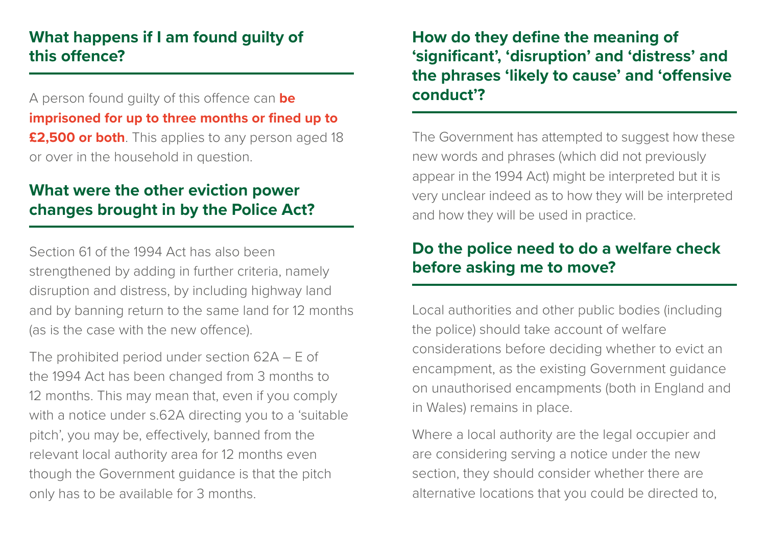## What happens if I am found guilty of this offence?

A person found guilty of this offence can **be imprisoned for up to three months or fined up to £2,500 or both**. This applies to any person aged 18 or over in the household in question.

## What were the other eviction power changes brought in by the Police Act?

Section 61 of the 1994 Act has also been strengthened by adding in further criteria, namely disruption and distress, by including highway land and by banning return to the same land for 12 months (as is the case with the new offence).

The prohibited period under section 62A – E of the 1994 Act has been changed from 3 months to 12 months. This may mean that, even if you comply with a notice under s.62A directing you to a 'suitable pitch', you may be, effectively, banned from the relevant local authority area for 12 months even though the Government guidance is that the pitch only has to be available for 3 months.

## How do they define the meaning of 'significant', 'disruption' and 'distress' and the phrases 'likely to cause' and 'offensive conduct'?

The Government has attempted to suggest how these new words and phrases (which did not previously appear in the 1994 Act) might be interpreted but it is very unclear indeed as to how they will be interpreted and how they will be used in practice.

## Do the police need to do a welfare check before asking me to move?

Local authorities and other public bodies (including the police) should take account of welfare considerations before deciding whether to evict an encampment, as the existing Government guidance on unauthorised encampments (both in England and in Wales) remains in place.

Where a local authority are the legal occupier and are considering serving a notice under the new section, they should consider whether there are alternative locations that you could be directed to,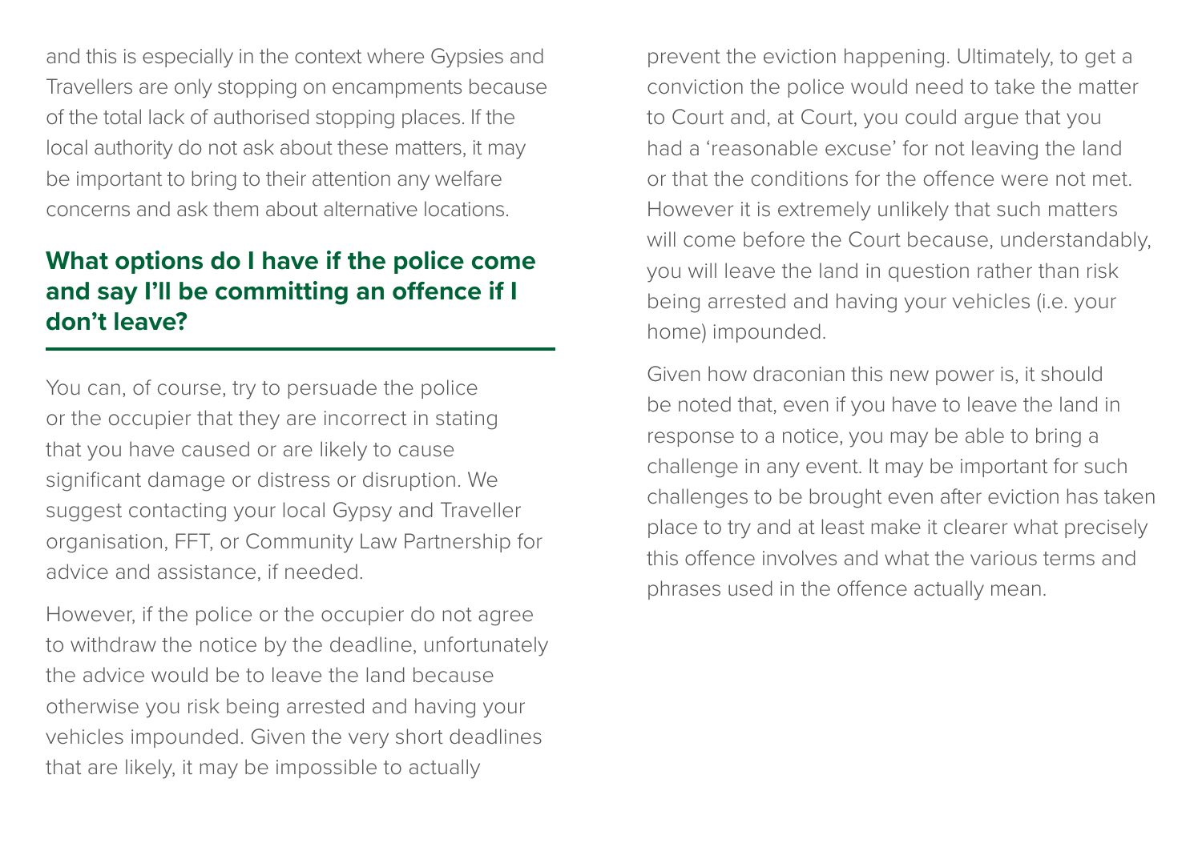and this is especially in the context where Gypsies and Travellers are only stopping on encampments because of the total lack of authorised stopping places. If the local authority do not ask about these matters, it may be important to bring to their attention any welfare concerns and ask them about alternative locations.

## What options do I have if the police come and say I'll be committing an offence if I don't leave?

You can, of course, try to persuade the police or the occupier that they are incorrect in stating that you have caused or are likely to cause significant damage or distress or disruption. We suggest contacting your local Gypsy and Traveller organisation, FFT, or Community Law Partnership for advice and assistance, if needed.

However, if the police or the occupier do not agree to withdraw the notice by the deadline, unfortunately the advice would be to leave the land because otherwise you risk being arrested and having your vehicles impounded. Given the very short deadlines that are likely, it may be impossible to actually prevent the eviction happening. Ultimately, to get a conviction the police would need to take the matter to Court and, at Court, you could argue that you had a 'reasonable excuse' for not leaving the land or that the conditions for the offence were not met. However it is extremely unlikely that such matters will come before the Court because, understandably, you will leave the land in question rather than risk being arrested and having your vehicles (i.e. your home) impounded.

Given how draconian this new power is, it should be noted that, even if you have to leave the land in response to a notice, you may be able to bring a challenge in any event. It may be important for such challenges to be brought even after eviction has taken place to try and at least make it clearer what precisely this offence involves and what the various terms and phrases used in the offence actually mean.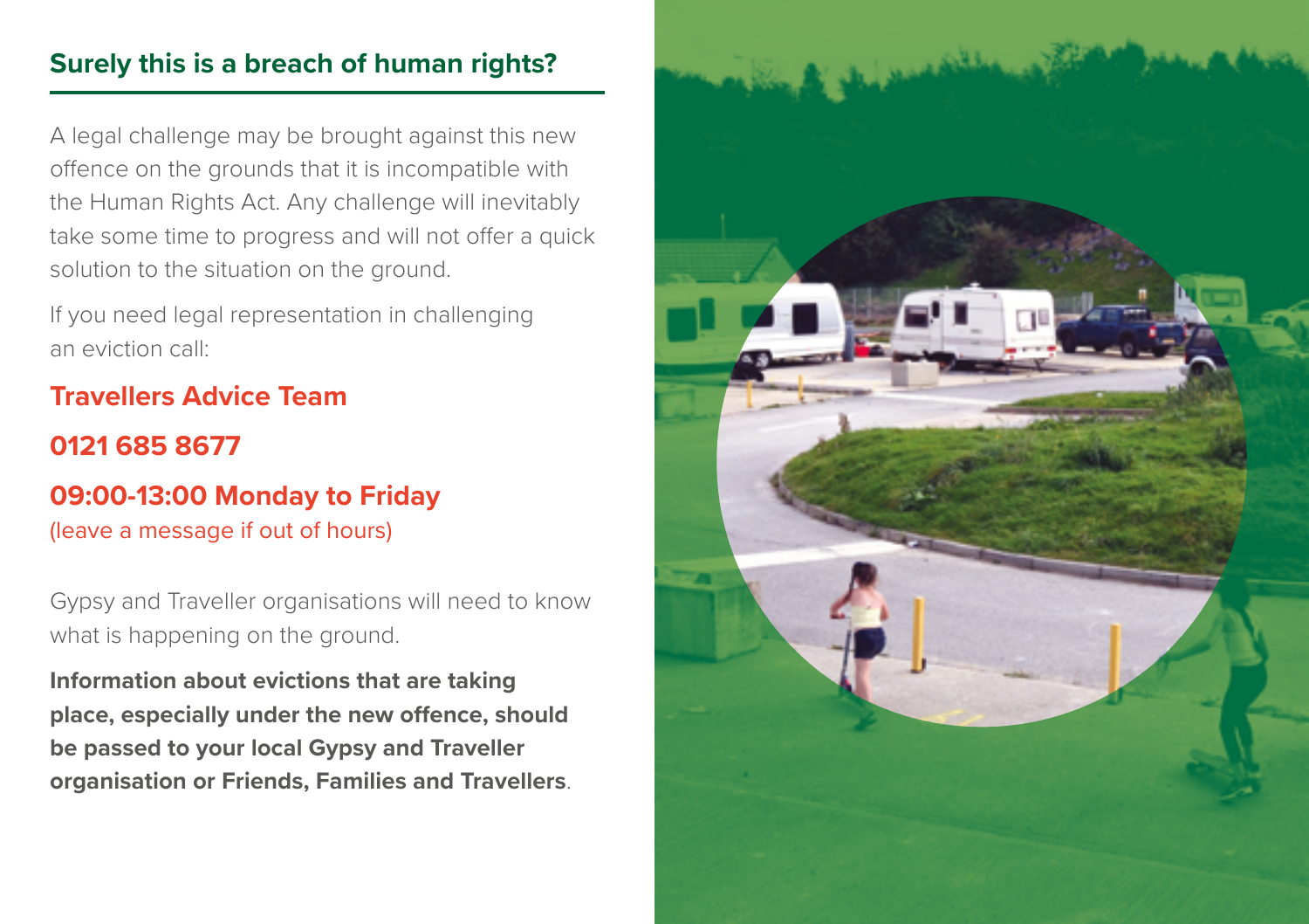## Surely this is a breach of human rights?

A legal challenge may be brought against this new offence on the grounds that it is incompatible with the Human Rights Act. Any challenge will inevitably take some time to progress and will not offer a quick solution to the situation on the ground.

If you need legal representation in challenging an eviction call:

**Travellers Advice Team**

**0121 685 8677**

**09:00-13:00 Monday to Friday**
(leave a message if out of hours)

Gypsy and Traveller organisations will need to know what is happening on the ground.

**Information about evictions that are taking place, especially under the new offence, should be passed to your local Gypsy and Traveller organisation or Friends, Families and Travellers**.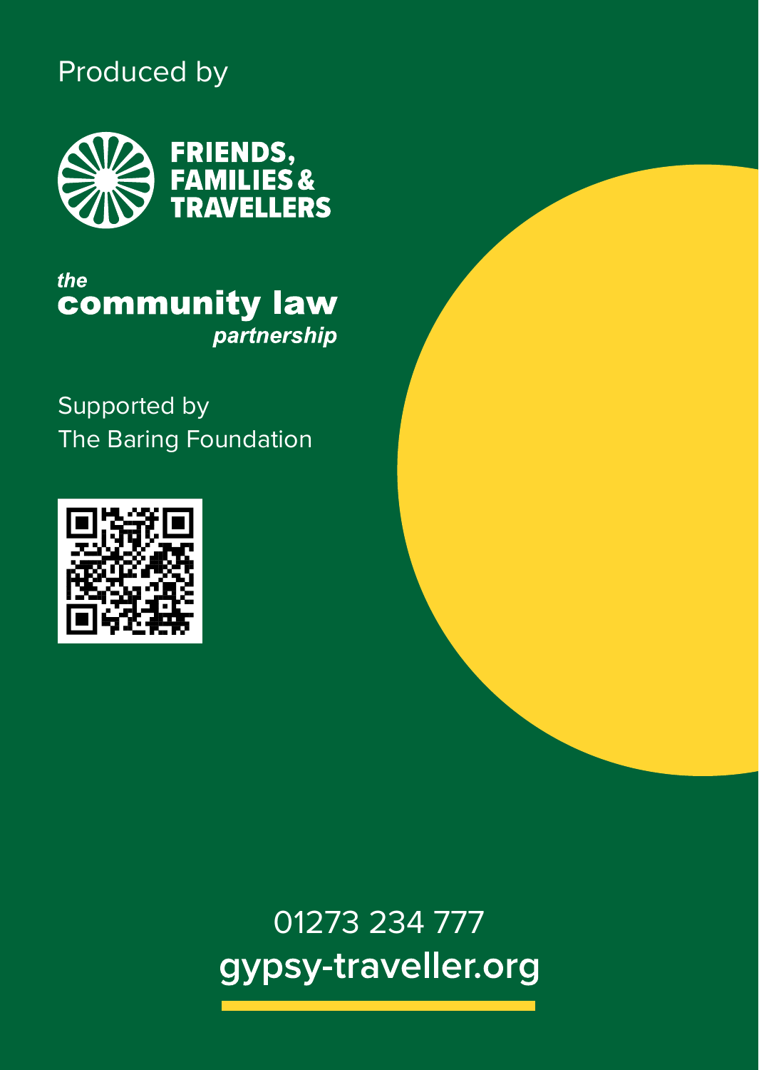Produced by

**FRIENDS, FAMILIES & TRAVELLERS**

*the* **community law** *partnership*

Supported by
The Baring Foundation

01273 234 777

**gypsy-traveller.org**